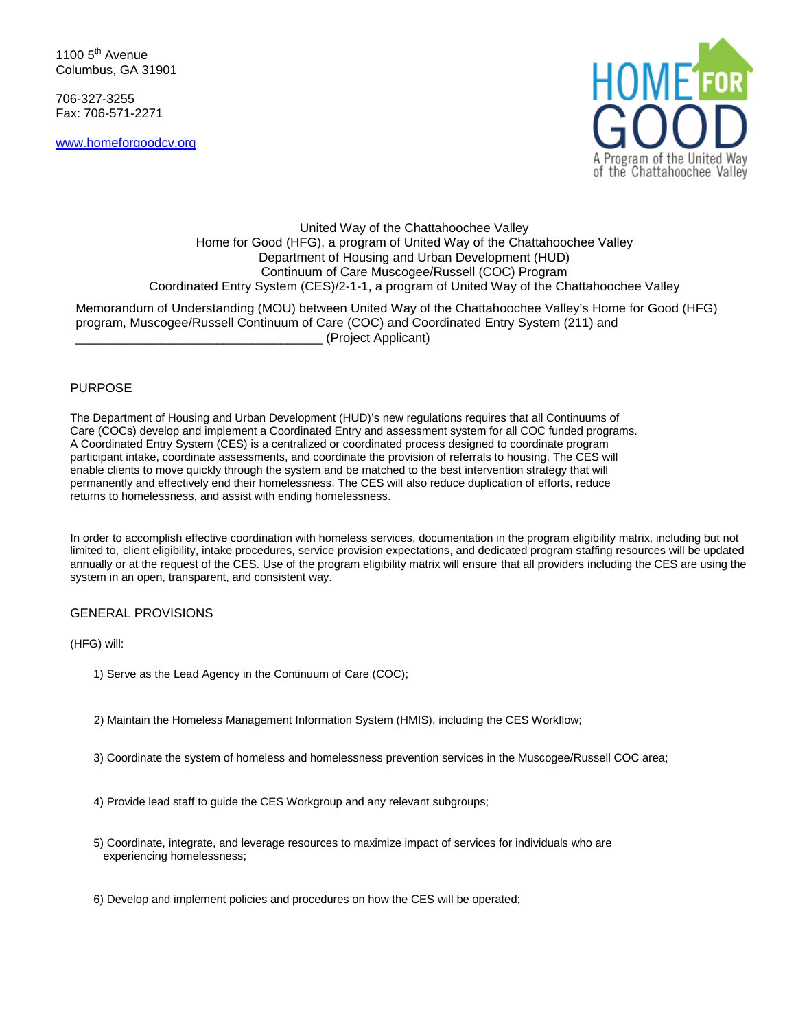1100 5th Avenue
Columbus, GA 31901

706-327-3255
Fax: 706-571-2271

www.homeforgoodcv.org

HOME FOR GOOD
A Program of the United Way of the Chattahoochee Valley

United Way of the Chattahoochee Valley
Home for Good (HFG), a program of United Way of the Chattahoochee Valley
Department of Housing and Urban Development (HUD)
Continuum of Care Muscogee/Russell (COC) Program
Coordinated Entry System (CES)/2-1-1, a program of United Way of the Chattahoochee Valley

Memorandum of Understanding (MOU) between United Way of the Chattahoochee Valley's Home for Good (HFG) program, Muscogee/Russell Continuum of Care (COC) and Coordinated Entry System (211) and ___________________________________ (Project Applicant)

## PURPOSE

The Department of Housing and Urban Development (HUD)'s new regulations requires that all Continuums of Care (COCs) develop and implement a Coordinated Entry and assessment system for all COC funded programs. A Coordinated Entry System (CES) is a centralized or coordinated process designed to coordinate program participant intake, coordinate assessments, and coordinate the provision of referrals to housing. The CES will enable clients to move quickly through the system and be matched to the best intervention strategy that will permanently and effectively end their homelessness. The CES will also reduce duplication of efforts, reduce returns to homelessness, and assist with ending homelessness.

In order to accomplish effective coordination with homeless services, documentation in the program eligibility matrix, including but not limited to, client eligibility, intake procedures, service provision expectations, and dedicated program staffing resources will be updated annually or at the request of the CES. Use of the program eligibility matrix will ensure that all providers including the CES are using the system in an open, transparent, and consistent way.

## GENERAL PROVISIONS

(HFG) will:

1) Serve as the Lead Agency in the Continuum of Care (COC);

2) Maintain the Homeless Management Information System (HMIS), including the CES Workflow;

3) Coordinate the system of homeless and homelessness prevention services in the Muscogee/Russell COC area;

4) Provide lead staff to guide the CES Workgroup and any relevant subgroups;

5) Coordinate, integrate, and leverage resources to maximize impact of services for individuals who are experiencing homelessness;

6) Develop and implement policies and procedures on how the CES will be operated;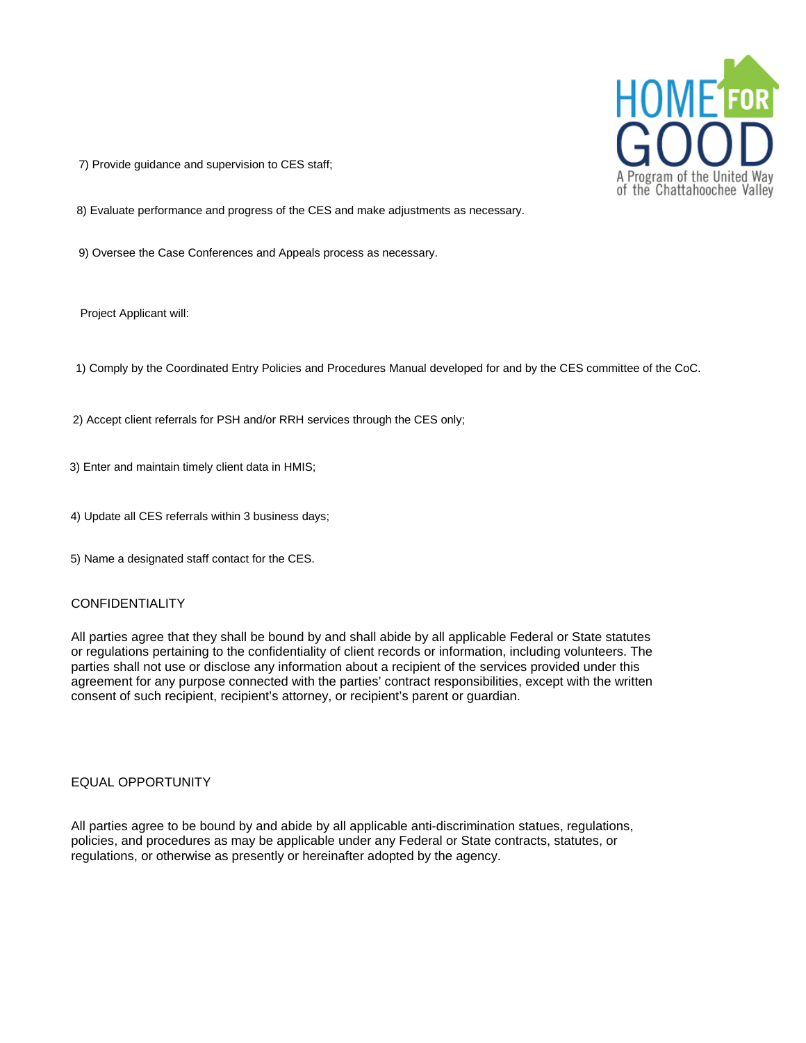7) Provide guidance and supervision to CES staff;

8) Evaluate performance and progress of the CES and make adjustments as necessary.

9) Oversee the Case Conferences and Appeals process as necessary.

Project Applicant will:

1) Comply by the Coordinated Entry Policies and Procedures Manual developed for and by the CES committee of the CoC.

2) Accept client referrals for PSH and/or RRH services through the CES only;

3) Enter and maintain timely client data in HMIS;

4) Update all CES referrals within 3 business days;

5) Name a designated staff contact for the CES.

CONFIDENTIALITY

All parties agree that they shall be bound by and shall abide by all applicable Federal or State statutes or regulations pertaining to the confidentiality of client records or information, including volunteers. The parties shall not use or disclose any information about a recipient of the services provided under this agreement for any purpose connected with the parties' contract responsibilities, except with the written consent of such recipient, recipient's attorney, or recipient's parent or guardian.

EQUAL OPPORTUNITY

All parties agree to be bound by and abide by all applicable anti-discrimination statues, regulations, policies, and procedures as may be applicable under any Federal or State contracts, statutes, or regulations, or otherwise as presently or hereinafter adopted by the agency.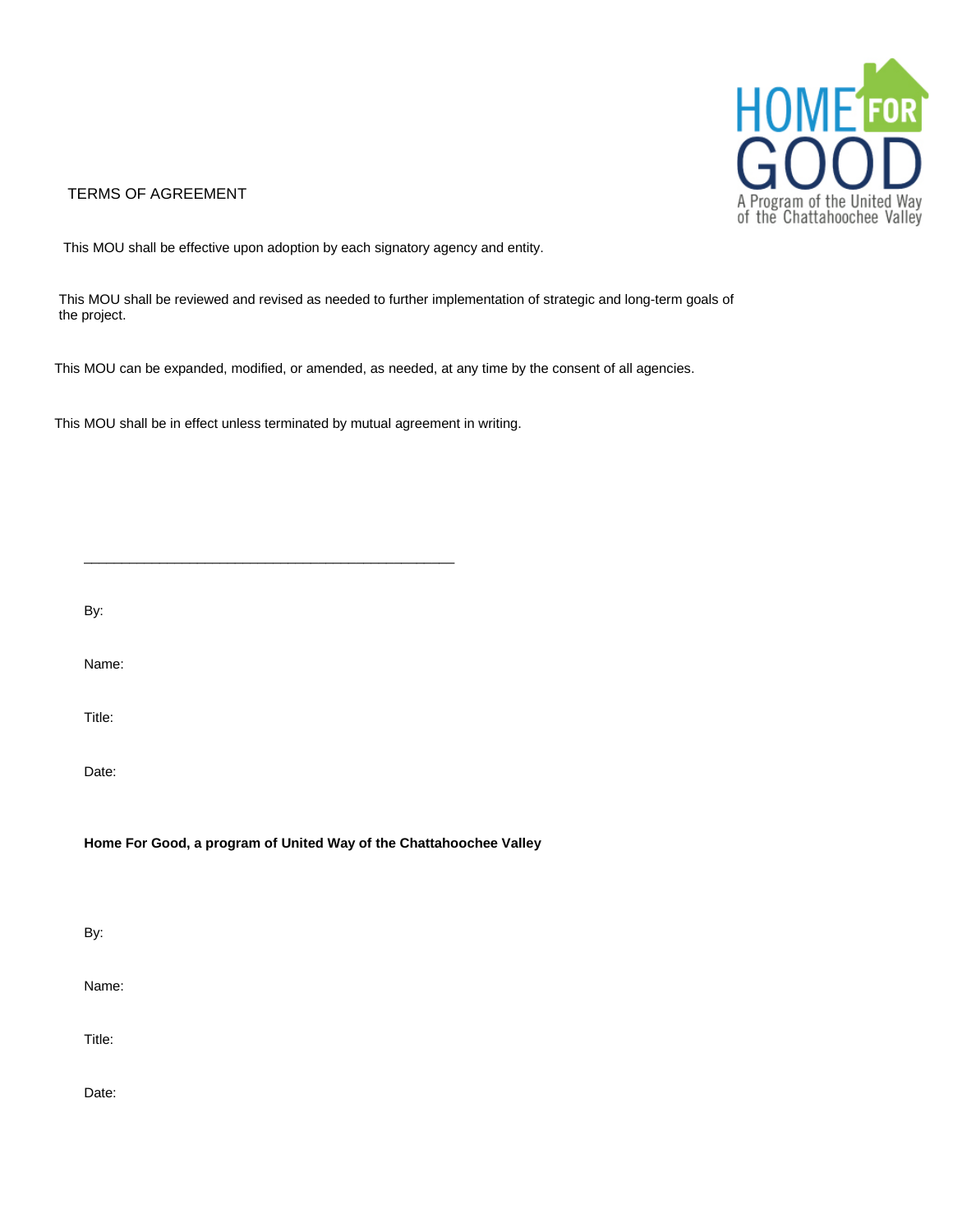TERMS OF AGREEMENT

This MOU shall be effective upon adoption by each signatory agency and entity.

This MOU shall be reviewed and revised as needed to further implementation of strategic and long-term goals of the project.

This MOU can be expanded, modified, or amended, as needed, at any time by the consent of all agencies.

This MOU shall be in effect unless terminated by mutual agreement in writing.

\_\_\_\_\_\_\_\_\_\_\_\_\_\_\_\_\_\_\_\_\_\_\_\_\_\_\_\_\_\_\_\_\_\_\_\_\_\_\_\_\_\_\_\_\_\_\_\_

By:

Name:

Title:

Date:

**Home For Good, a program of United Way of the Chattahoochee Valley**

By:

Name:

Title:

Date: